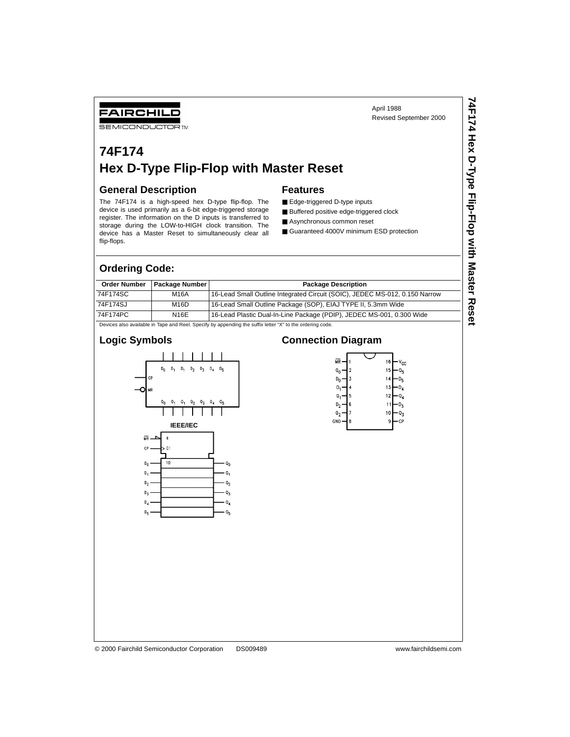FAIRCHILD SEMICONDUCTOR™

April 1988
Revised September 2000

# 74F174
# Hex D-Type Flip-Flop with Master Reset

## General Description

The 74F174 is a high-speed hex D-type flip-flop. The device is used primarily as a 6-bit edge-triggered storage register. The information on the D inputs is transferred to storage during the LOW-to-HIGH clock transition. The device has a Master Reset to simultaneously clear all flip-flops.

## Features

- Edge-triggered D-type inputs
- Buffered positive edge-triggered clock
- Asynchronous common reset
- Guaranteed 4000V minimum ESD protection

## Ordering Code:

| Order Number | Package Number | Package Description |
|---|---|---|
| 74F174SC | M16A | 16-Lead Small Outline Integrated Circuit (SOIC), JEDEC MS-012, 0.150 Narrow |
| 74F174SJ | M16D | 16-Lead Small Outline Package (SOP), EIAJ TYPE II, 5.3mm Wide |
| 74F174PC | N16E | 16-Lead Plastic Dual-In-Line Package (PDIP), JEDEC MS-001, 0.300 Wide |

Devices also available in Tape and Reel. Specify by appending the suffix letter "X" to the ordering code.

## Logic Symbols

IEEE/IEC

## Connection Diagram

| Pin | Name | Pin | Name |
|---|---|---|---|
| 1 | $\overline{MR}$ | 16 | $V_{CC}$ |
| 2 | $Q_0$ | 15 | $Q_5$ |
| 3 | $D_0$ | 14 | $D_5$ |
| 4 | $D_1$ | 13 | $D_4$ |
| 5 | $Q_1$ | 12 | $Q_4$ |
| 6 | $D_2$ | 11 | $D_3$ |
| 7 | $Q_2$ | 10 | $Q_3$ |
| 8 | GND | 9 | CP |

© 2000 Fairchild Semiconductor Corporation DS009489 www.fairchildsemi.com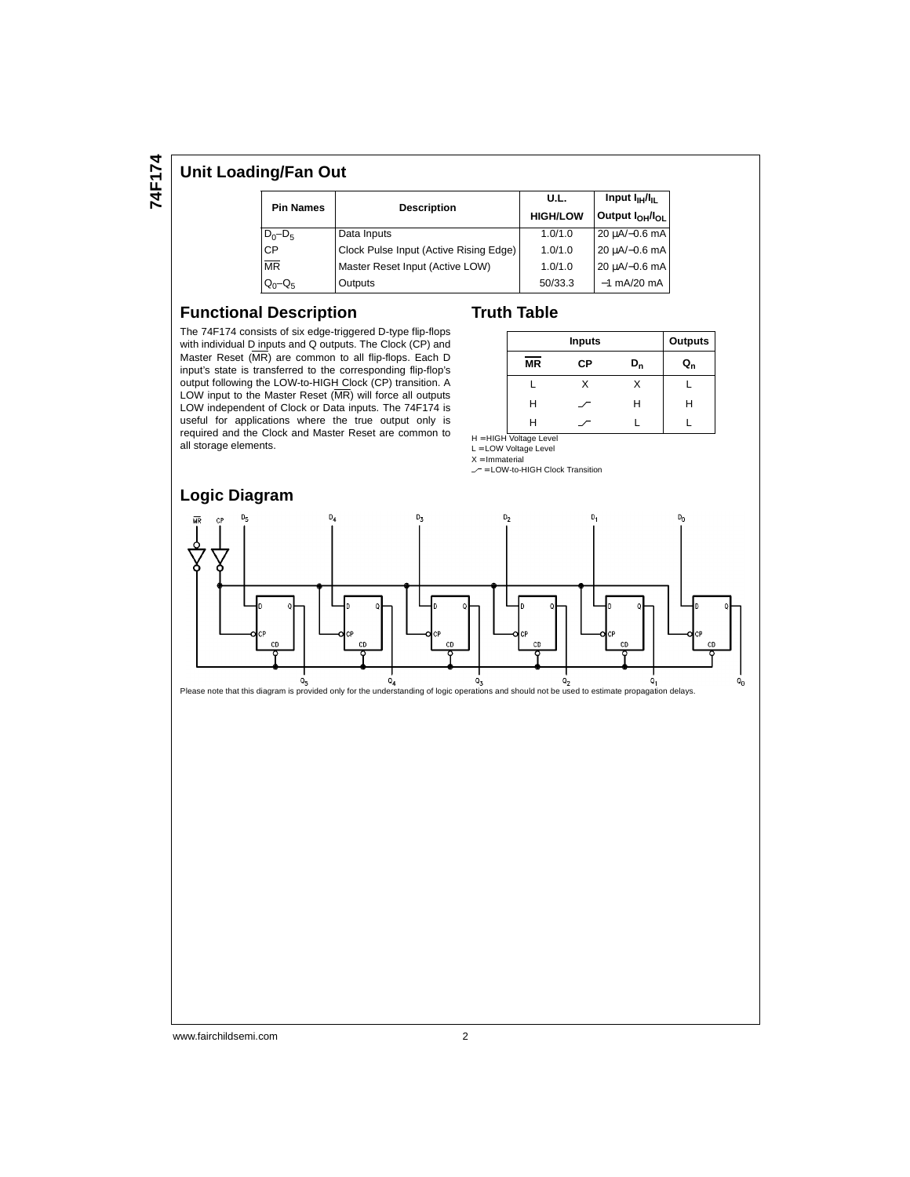## Unit Loading/Fan Out

| Pin Names | Description | U.L. HIGH/LOW | Input $I_{IH}/I_{IL}$ Output $I_{OH}/I_{OL}$ |
|---|---|---|---|
| $D_0$–$D_5$ | Data Inputs | 1.0/1.0 | 20 µA/−0.6 mA |
| CP | Clock Pulse Input (Active Rising Edge) | 1.0/1.0 | 20 µA/−0.6 mA |
| $\overline{MR}$ | Master Reset Input (Active LOW) | 1.0/1.0 | 20 µA/−0.6 mA |
| $Q_0$–$Q_5$ | Outputs | 50/33.3 | −1 mA/20 mA |

## Functional Description

The 74F174 consists of six edge-triggered D-type flip-flops with individual D inputs and Q outputs. The Clock (CP) and Master Reset ($\overline{MR}$) are common to all flip-flops. Each D input's state is transferred to the corresponding flip-flop's output following the LOW-to-HIGH Clock (CP) transition. A LOW input to the Master Reset ($\overline{MR}$) will force all outputs LOW independent of Clock or Data inputs. The 74F174 is useful for applications where the true output only is required and the Clock and Master Reset are common to all storage elements.

## Truth Table

| Inputs | | | Outputs |
|---|---|---|---|
| $\overline{MR}$ | CP | $D_n$ | $Q_n$ |
| L | X | X | L |
| H | ⟋ | H | H |
| H | ⟋ | L | L |

H = HIGH Voltage Level
L = LOW Voltage Level
X = Immaterial
⟋ = LOW-to-HIGH Clock Transition

## Logic Diagram

Please note that this diagram is provided only for the understanding of logic operations and should not be used to estimate propagation delays.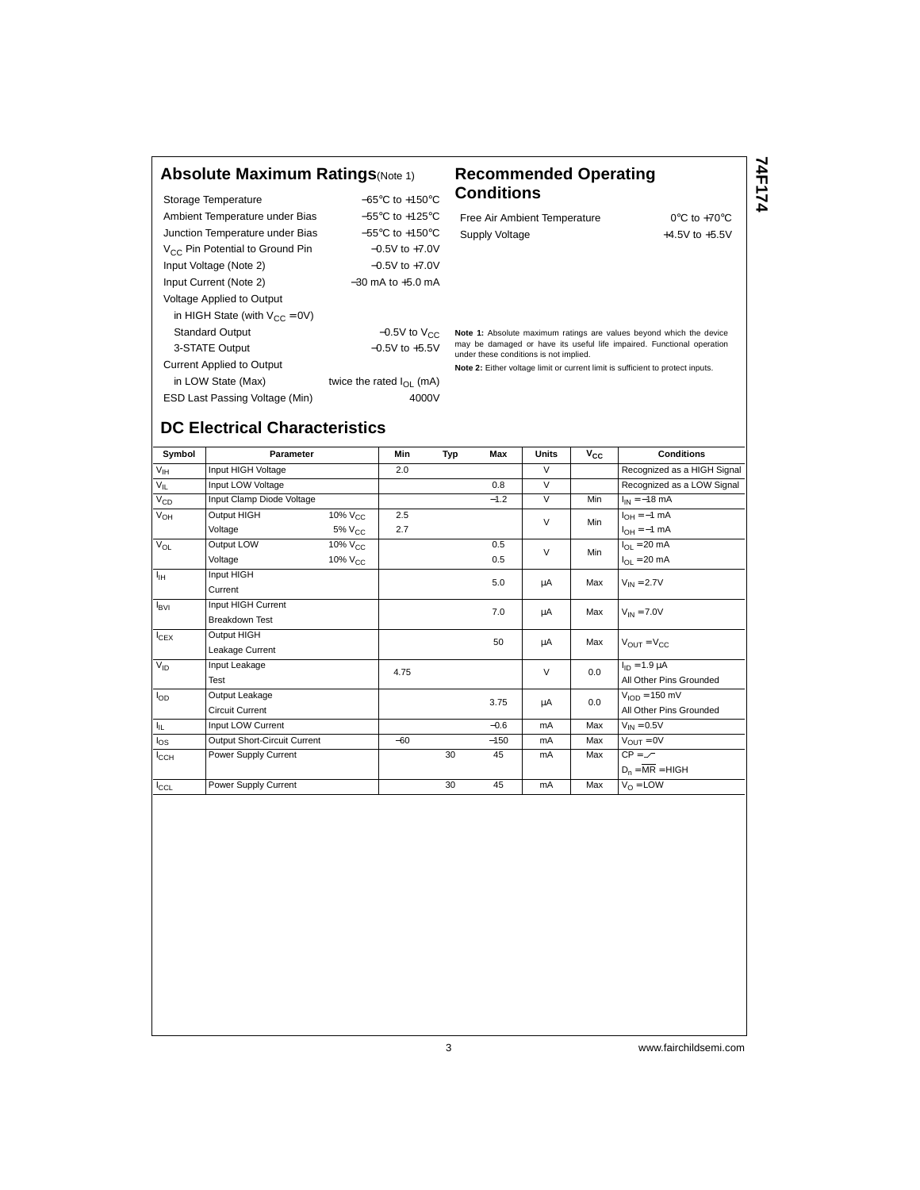## Absolute Maximum Ratings (Note 1)

| | |
|---|---|
| Storage Temperature | −65°C to +150°C |
| Ambient Temperature under Bias | −55°C to +125°C |
| Junction Temperature under Bias | −55°C to +150°C |
| $V_{CC}$ Pin Potential to Ground Pin | −0.5V to +7.0V |
| Input Voltage (Note 2) | −0.5V to +7.0V |
| Input Current (Note 2) | −30 mA to +5.0 mA |
| Voltage Applied to Output | |
| in HIGH State (with $V_{CC}$ = 0V) | |
| Standard Output | −0.5V to $V_{CC}$ |
| 3-STATE Output | −0.5V to +5.5V |
| Current Applied to Output | |
| in LOW State (Max) | twice the rated $I_{OL}$ (mA) |
| ESD Last Passing Voltage (Min) | 4000V |

## Recommended Operating Conditions

| | |
|---|---|
| Free Air Ambient Temperature | 0°C to +70°C |
| Supply Voltage | +4.5V to +5.5V |

**Note 1:** Absolute maximum ratings are values beyond which the device may be damaged or have its useful life impaired. Functional operation under these conditions is not implied.

**Note 2:** Either voltage limit or current limit is sufficient to protect inputs.

## DC Electrical Characteristics

| Symbol | Parameter | | Min | Typ | Max | Units | $V_{CC}$ | Conditions |
|---|---|---|---|---|---|---|---|---|
| $V_{IH}$ | Input HIGH Voltage | | 2.0 | | | V | | Recognized as a HIGH Signal |
| $V_{IL}$ | Input LOW Voltage | | | | 0.8 | V | | Recognized as a LOW Signal |
| $V_{CD}$ | Input Clamp Diode Voltage | | | | −1.2 | V | Min | $I_{IN}$ = −18 mA |
| $V_{OH}$ | Output HIGH Voltage | 10% $V_{CC}$ | 2.5 | | | V | Min | $I_{OH}$ = −1 mA |
| | | 5% $V_{CC}$ | 2.7 | | | | | $I_{OH}$ = −1 mA |
| $V_{OL}$ | Output LOW Voltage | 10% $V_{CC}$ | | | 0.5 | V | Min | $I_{OL}$ = 20 mA |
| | | 10% $V_{CC}$ | | | 0.5 | | | $I_{OL}$ = 20 mA |
| $I_{IH}$ | Input HIGH Current | | | | 5.0 | μA | Max | $V_{IN}$ = 2.7V |
| $I_{BVI}$ | Input HIGH Current Breakdown Test | | | | 7.0 | μA | Max | $V_{IN}$ = 7.0V |
| $I_{CEX}$ | Output HIGH Leakage Current | | | | 50 | μA | Max | $V_{OUT}$ = $V_{CC}$ |
| $V_{ID}$ | Input Leakage Test | | 4.75 | | | V | 0.0 | $I_{ID}$ = 1.9 μA All Other Pins Grounded |
| $I_{OD}$ | Output Leakage Circuit Current | | | | 3.75 | μA | 0.0 | $V_{IOD}$ = 150 mV All Other Pins Grounded |
| $I_{IL}$ | Input LOW Current | | | | −0.6 | mA | Max | $V_{IN}$ = 0.5V |
| $I_{OS}$ | Output Short-Circuit Current | | −60 | | −150 | mA | Max | $V_{OUT}$ = 0V |
| $I_{CCH}$ | Power Supply Current | | | 30 | 45 | mA | Max | CP = ⎍ $D_n$ = $\overline{MR}$ = HIGH |
| $I_{CCL}$ | Power Supply Current | | | 30 | 45 | mA | Max | $V_O$ = LOW |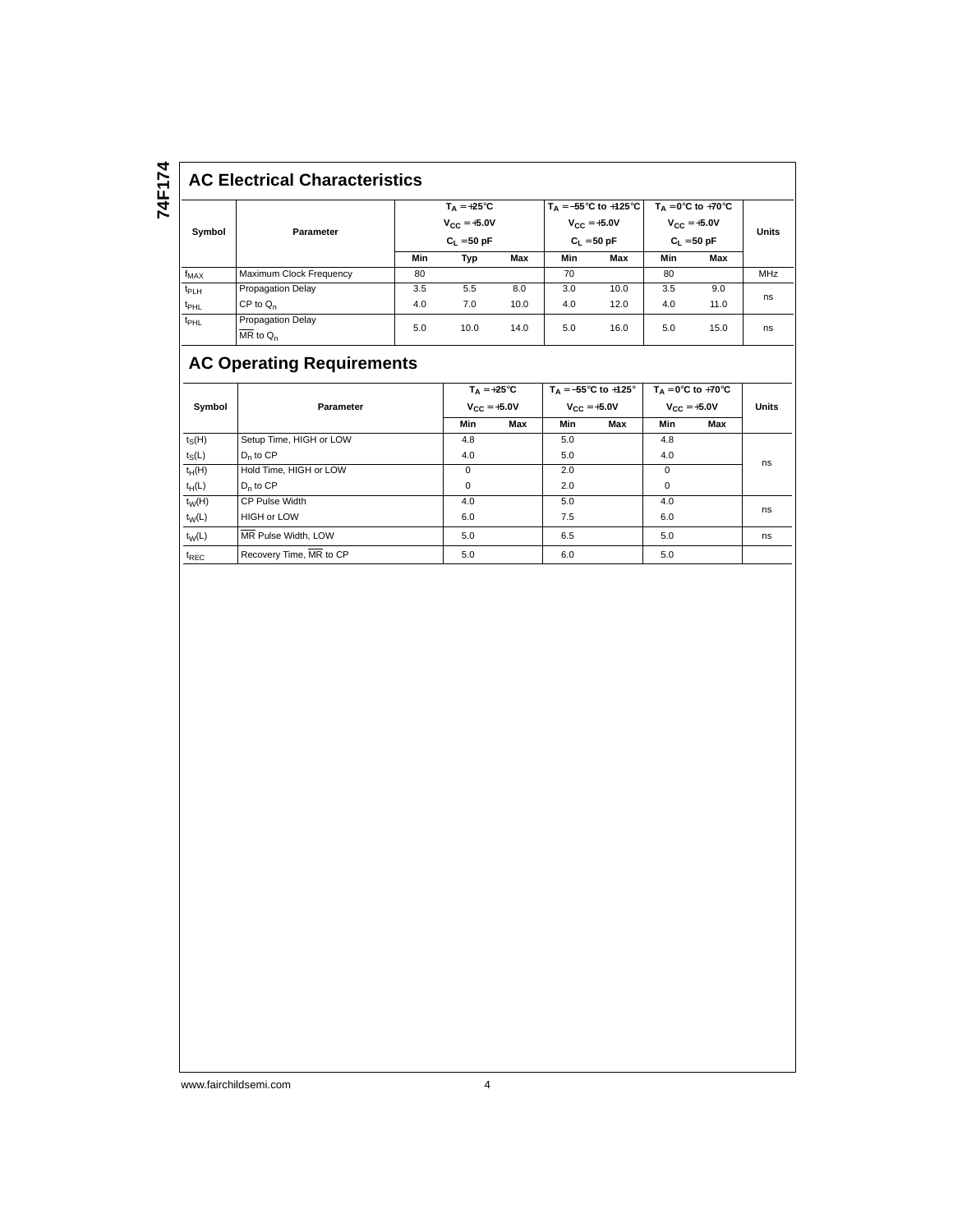## AC Electrical Characteristics

| Symbol | Parameter | $T_A = +25°C$, $V_{CC} = +5.0V$, $C_L = 50$ pF | | | $T_A = -55°C$ to $+125°C$, $V_{CC} = +5.0V$, $C_L = 50$ pF | | $T_A = 0°C$ to $+70°C$, $V_{CC} = +5.0V$, $C_L = 50$ pF | | Units |
|---|---|---|---|---|---|---|---|---|---|
| | | Min | Typ | Max | Min | Max | Min | Max | |
| $f_{MAX}$ | Maximum Clock Frequency | 80 | | | 70 | | 80 | | MHz |
| $t_{PLH}$ | Propagation Delay | 3.5 | 5.5 | 8.0 | 3.0 | 10.0 | 3.5 | 9.0 | ns |
| $t_{PHL}$ | CP to $Q_n$ | 4.0 | 7.0 | 10.0 | 4.0 | 12.0 | 4.0 | 11.0 | |
| $t_{PHL}$ | Propagation Delay $\overline{MR}$ to $Q_n$ | 5.0 | 10.0 | 14.0 | 5.0 | 16.0 | 5.0 | 15.0 | ns |

## AC Operating Requirements

| Symbol | Parameter | $T_A = +25°C$, $V_{CC} = +5.0V$ | | $T_A = -55°C$ to $+125°$, $V_{CC} = +5.0V$ | | $T_A = 0°C$ to $+70°C$, $V_{CC} = +5.0V$ | | Units |
|---|---|---|---|---|---|---|---|---|
| | | Min | Max | Min | Max | Min | Max | |
| $t_S(H)$ | Setup Time, HIGH or LOW | 4.8 | | 5.0 | | 4.8 | | ns |
| $t_S(L)$ | $D_n$ to CP | 4.0 | | 5.0 | | 4.0 | | |
| $t_H(H)$ | Hold Time, HIGH or LOW | 0 | | 2.0 | | 0 | | |
| $t_H(L)$ | $D_n$ to CP | 0 | | 2.0 | | 0 | | |
| $t_W(H)$ | CP Pulse Width | 4.0 | | 5.0 | | 4.0 | | ns |
| $t_W(L)$ | HIGH or LOW | 6.0 | | 7.5 | | 6.0 | | |
| $t_W(L)$ | $\overline{MR}$ Pulse Width, LOW | 5.0 | | 6.5 | | 5.0 | | ns |
| $t_{REC}$ | Recovery Time, $\overline{MR}$ to CP | 5.0 | | 6.0 | | 5.0 | | |